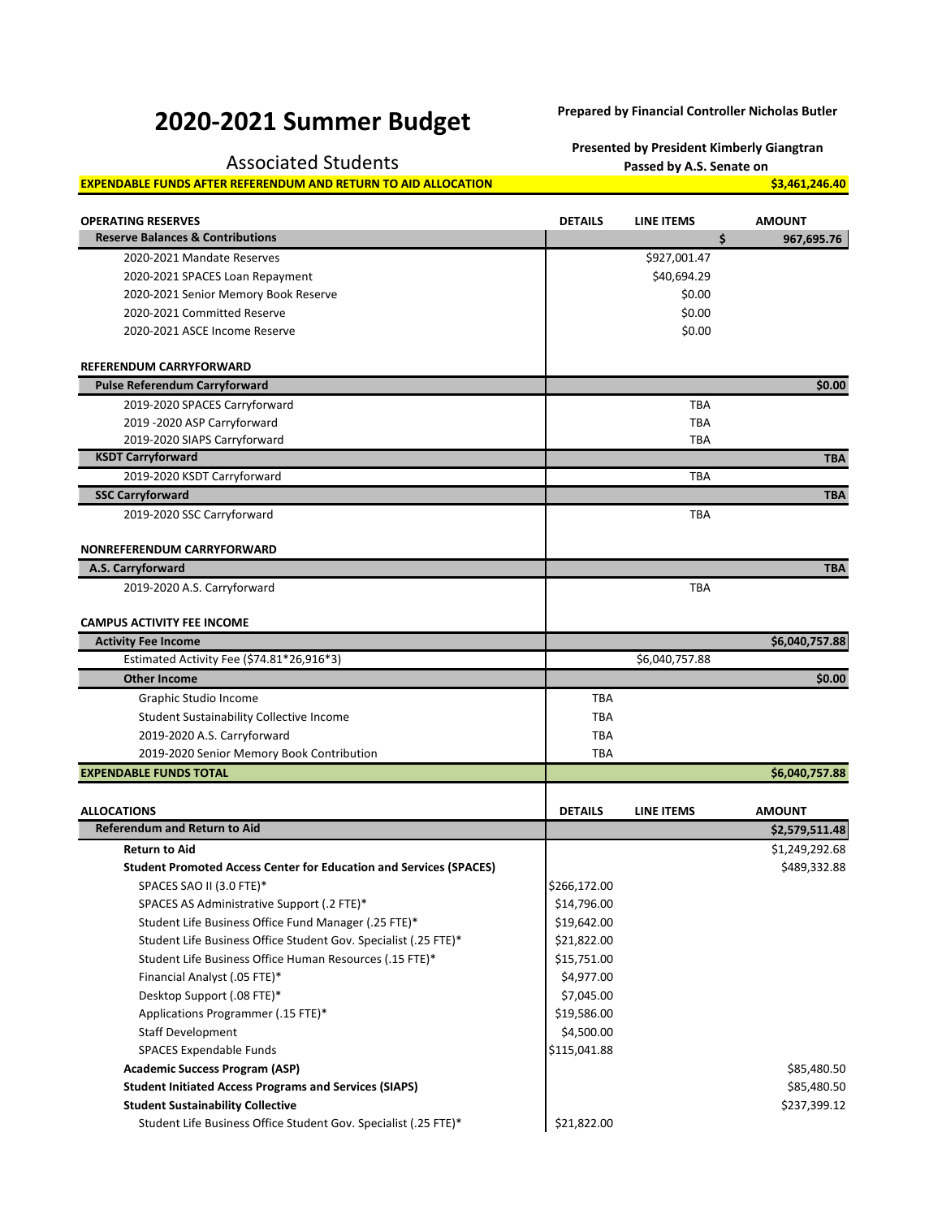# 2020-2021 Summer Budget

**Prepared by Financial Controller Nicholas Butler**

## Associated Students

**Presented by President Kimberly Giangtran**

**Passed by A.S. Senate on**

**EXPENDABLE FUNDS AFTER REFERENDUM AND RETURN TO AID ALLOCATION** **$3,461,246.40**

| OPERATING RESERVES | DETAILS | LINE ITEMS | AMOUNT |
|---|---|---|---|
| **Reserve Balances & Contributions** | | | **$ 967,695.76** |
| 2020-2021 Mandate Reserves | | $927,001.47 | |
| 2020-2021 SPACES Loan Repayment | | $40,694.29 | |
| 2020-2021 Senior Memory Book Reserve | | $0.00 | |
| 2020-2021 Committed Reserve | | $0.00 | |
| 2020-2021 ASCE Income Reserve | | $0.00 | |
| | | | |
| **REFERENDUM CARRYFORWARD** | | | |
| **Pulse Referendum Carryforward** | | | **$0.00** |
| 2019-2020 SPACES Carryforward | | TBA | |
| 2019 -2020 ASP Carryforward | | TBA | |
| 2019-2020 SIAPS Carryforward | | TBA | |
| **KSDT Carryforward** | | | **TBA** |
| 2019-2020 KSDT Carryforward | | TBA | |
| **SSC Carryforward** | | | **TBA** |
| 2019-2020 SSC Carryforward | | TBA | |
| | | | |
| **NONREFERENDUM CARRYFORWARD** | | | |
| **A.S. Carryforward** | | | **TBA** |
| 2019-2020 A.S. Carryforward | | TBA | |
| | | | |
| **CAMPUS ACTIVITY FEE INCOME** | | | |
| **Activity Fee Income** | | | **$6,040,757.88** |
| Estimated Activity Fee ($74.81*26,916*3) | | $6,040,757.88 | |
| **Other Income** | | | **$0.00** |
| Graphic Studio Income | TBA | | |
| Student Sustainability Collective Income | TBA | | |
| 2019-2020 A.S. Carryforward | TBA | | |
| 2019-2020 Senior Memory Book Contribution | TBA | | |
| **EXPENDABLE FUNDS TOTAL** | | | **$6,040,757.88** |

| ALLOCATIONS | DETAILS | LINE ITEMS | AMOUNT |
|---|---|---|---|
| **Referendum and Return to Aid** | | | **$2,579,511.48** |
| **Return to Aid** | | | $1,249,292.68 |
| **Student Promoted Access Center for Education and Services (SPACES)** | | | $489,332.88 |
| SPACES SAO II (3.0 FTE)* | $266,172.00 | | |
| SPACES AS Administrative Support (.2 FTE)* | $14,796.00 | | |
| Student Life Business Office Fund Manager (.25 FTE)* | $19,642.00 | | |
| Student Life Business Office Student Gov. Specialist (.25 FTE)* | $21,822.00 | | |
| Student Life Business Office Human Resources (.15 FTE)* | $15,751.00 | | |
| Financial Analyst (.05 FTE)* | $4,977.00 | | |
| Desktop Support (.08 FTE)* | $7,045.00 | | |
| Applications Programmer (.15 FTE)* | $19,586.00 | | |
| Staff Development | $4,500.00 | | |
| SPACES Expendable Funds | $115,041.88 | | |
| **Academic Success Program (ASP)** | | | $85,480.50 |
| **Student Initiated Access Programs and Services (SIAPS)** | | | $85,480.50 |
| **Student Sustainability Collective** | | | $237,399.12 |
| Student Life Business Office Student Gov. Specialist (.25 FTE)* | $21,822.00 | | |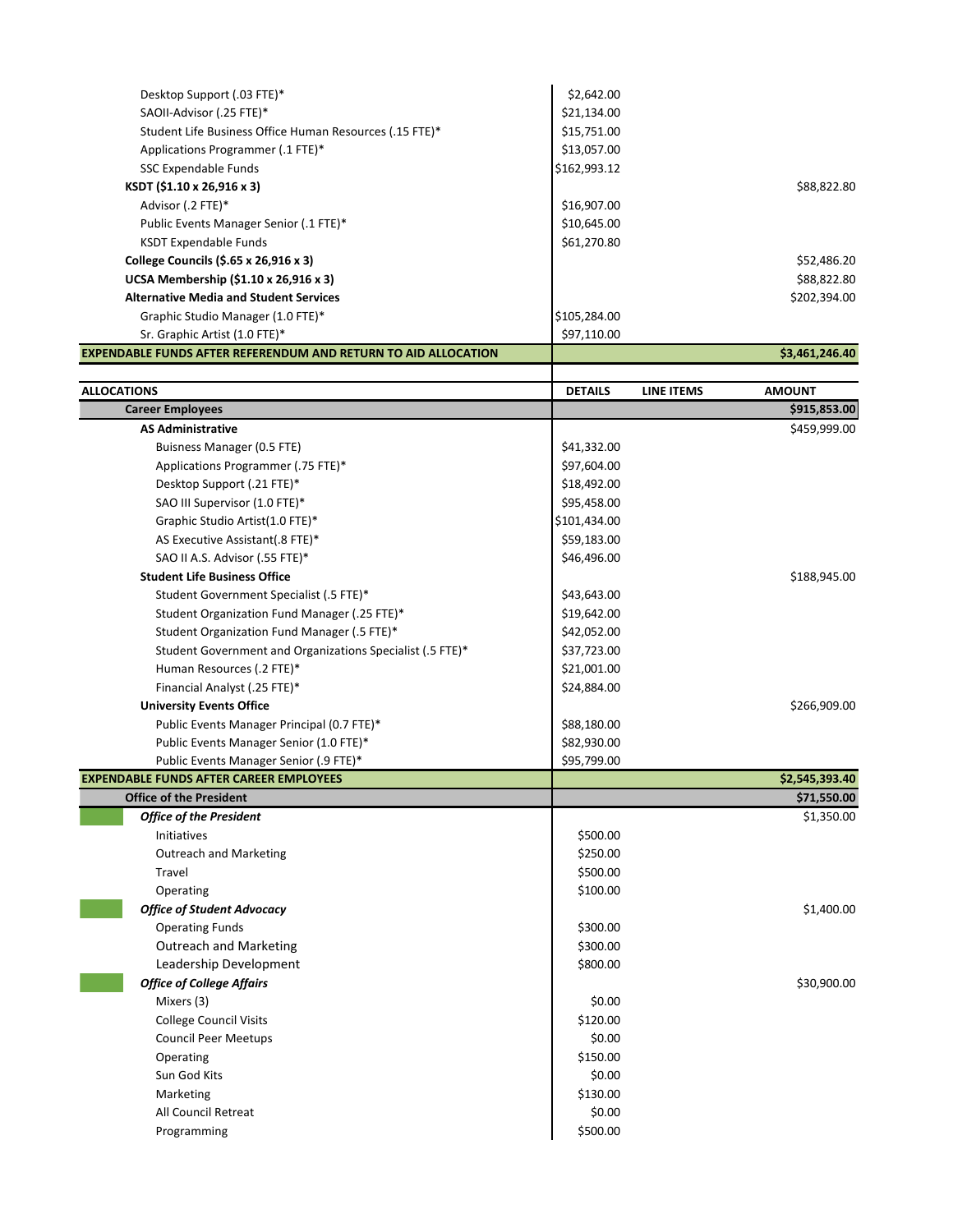| | DETAILS | LINE ITEMS | AMOUNT |
|---|---|---|---|
| Desktop Support (.03 FTE)* | $2,642.00 | | |
| SAOII-Advisor (.25 FTE)* | $21,134.00 | | |
| Student Life Business Office Human Resources (.15 FTE)* | $15,751.00 | | |
| Applications Programmer (.1 FTE)* | $13,057.00 | | |
| SSC Expendable Funds | $162,993.12 | | |
| **KSDT ($1.10 x 26,916 x 3)** | | | $88,822.80 |
| Advisor (.2 FTE)* | $16,907.00 | | |
| Public Events Manager Senior (.1 FTE)* | $10,645.00 | | |
| KSDT Expendable Funds | $61,270.80 | | |
| **College Councils ($.65 x 26,916 x 3)** | | | $52,486.20 |
| **UCSA Membership ($1.10 x 26,916 x 3)** | | | $88,822.80 |
| **Alternative Media and Student Services** | | | $202,394.00 |
| Graphic Studio Manager (1.0 FTE)* | $105,284.00 | | |
| Sr. Graphic Artist (1.0 FTE)* | $97,110.00 | | |
| **EXPENDABLE FUNDS AFTER REFERENDUM AND RETURN TO AID ALLOCATION** | | | **$3,461,246.40** |

| ALLOCATIONS | DETAILS | LINE ITEMS | AMOUNT |
|---|---|---|---|
| **Career Employees** | | | **$915,853.00** |
| **AS Administrative** | | | $459,999.00 |
| Buisness Manager (0.5 FTE) | $41,332.00 | | |
| Applications Programmer (.75 FTE)* | $97,604.00 | | |
| Desktop Support (.21 FTE)* | $18,492.00 | | |
| SAO III Supervisor (1.0 FTE)* | $95,458.00 | | |
| Graphic Studio Artist(1.0 FTE)* | $101,434.00 | | |
| AS Executive Assistant(.8 FTE)* | $59,183.00 | | |
| SAO II A.S. Advisor (.55 FTE)* | $46,496.00 | | |
| **Student Life Business Office** | | | $188,945.00 |
| Student Government Specialist (.5 FTE)* | $43,643.00 | | |
| Student Organization Fund Manager (.25 FTE)* | $19,642.00 | | |
| Student Organization Fund Manager (.5 FTE)* | $42,052.00 | | |
| Student Government and Organizations Specialist (.5 FTE)* | $37,723.00 | | |
| Human Resources (.2 FTE)* | $21,001.00 | | |
| Financial Analyst (.25 FTE)* | $24,884.00 | | |
| **University Events Office** | | | $266,909.00 |
| Public Events Manager Principal (0.7 FTE)* | $88,180.00 | | |
| Public Events Manager Senior (1.0 FTE)* | $82,930.00 | | |
| Public Events Manager Senior (.9 FTE)* | $95,799.00 | | |
| **EXPENDABLE FUNDS AFTER CAREER EMPLOYEES** | | | **$2,545,393.40** |
| **Office of the President** | | | **$71,550.00** |
| ***Office of the President*** | | | $1,350.00 |
| Initiatives | $500.00 | | |
| Outreach and Marketing | $250.00 | | |
| Travel | $500.00 | | |
| Operating | $100.00 | | |
| ***Office of Student Advocacy*** | | | $1,400.00 |
| Operating Funds | $300.00 | | |
| Outreach and Marketing | $300.00 | | |
| Leadership Development | $800.00 | | |
| ***Office of College Affairs*** | | | $30,900.00 |
| Mixers (3) | $0.00 | | |
| College Council Visits | $120.00 | | |
| Council Peer Meetups | $0.00 | | |
| Operating | $150.00 | | |
| Sun God Kits | $0.00 | | |
| Marketing | $130.00 | | |
| All Council Retreat | $0.00 | | |
| Programming | $500.00 | | |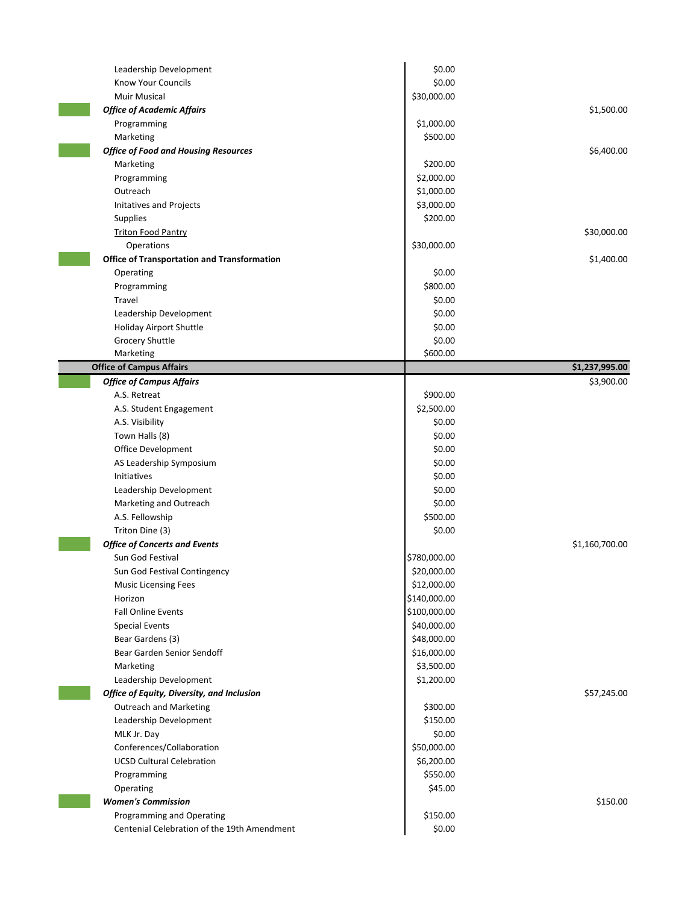| Item | Line Amount | Total |
|---|---|---|
| Leadership Development | $0.00 | |
| Know Your Councils | $0.00 | |
| Muir Musical | $30,000.00 | |
| ***Office of Academic Affairs*** | | $1,500.00 |
| Programming | $1,000.00 | |
| Marketing | $500.00 | |
| ***Office of Food and Housing Resources*** | | $6,400.00 |
| Marketing | $200.00 | |
| Programming | $2,000.00 | |
| Outreach | $1,000.00 | |
| Initatives and Projects | $3,000.00 | |
| Supplies | $200.00 | |
| Triton Food Pantry | | $30,000.00 |
| Operations | $30,000.00 | |
| **Office of Transportation and Transformation** | | $1,400.00 |
| Operating | $0.00 | |
| Programming | $800.00 | |
| Travel | $0.00 | |
| Leadership Development | $0.00 | |
| Holiday Airport Shuttle | $0.00 | |
| Grocery Shuttle | $0.00 | |
| Marketing | $600.00 | |
| **Office of Campus Affairs** | | **$1,237,995.00** |
| ***Office of Campus Affairs*** | | $3,900.00 |
| A.S. Retreat | $900.00 | |
| A.S. Student Engagement | $2,500.00 | |
| A.S. Visibility | $0.00 | |
| Town Halls (8) | $0.00 | |
| Office Development | $0.00 | |
| AS Leadership Symposium | $0.00 | |
| Initiatives | $0.00 | |
| Leadership Development | $0.00 | |
| Marketing and Outreach | $0.00 | |
| A.S. Fellowship | $500.00 | |
| Triton Dine (3) | $0.00 | |
| ***Office of Concerts and Events*** | | $1,160,700.00 |
| Sun God Festival | $780,000.00 | |
| Sun God Festival Contingency | $20,000.00 | |
| Music Licensing Fees | $12,000.00 | |
| Horizon | $140,000.00 | |
| Fall Online Events | $100,000.00 | |
| Special Events | $40,000.00 | |
| Bear Gardens (3) | $48,000.00 | |
| Bear Garden Senior Sendoff | $16,000.00 | |
| Marketing | $3,500.00 | |
| Leadership Development | $1,200.00 | |
| ***Office of Equity, Diversity, and Inclusion*** | | $57,245.00 |
| Outreach and Marketing | $300.00 | |
| Leadership Development | $150.00 | |
| MLK Jr. Day | $0.00 | |
| Conferences/Collaboration | $50,000.00 | |
| UCSD Cultural Celebration | $6,200.00 | |
| Programming | $550.00 | |
| Operating | $45.00 | |
| ***Women's Commission*** | | $150.00 |
| Programming and Operating | $150.00 | |
| Centenial Celebration of the 19th Amendment | $0.00 | |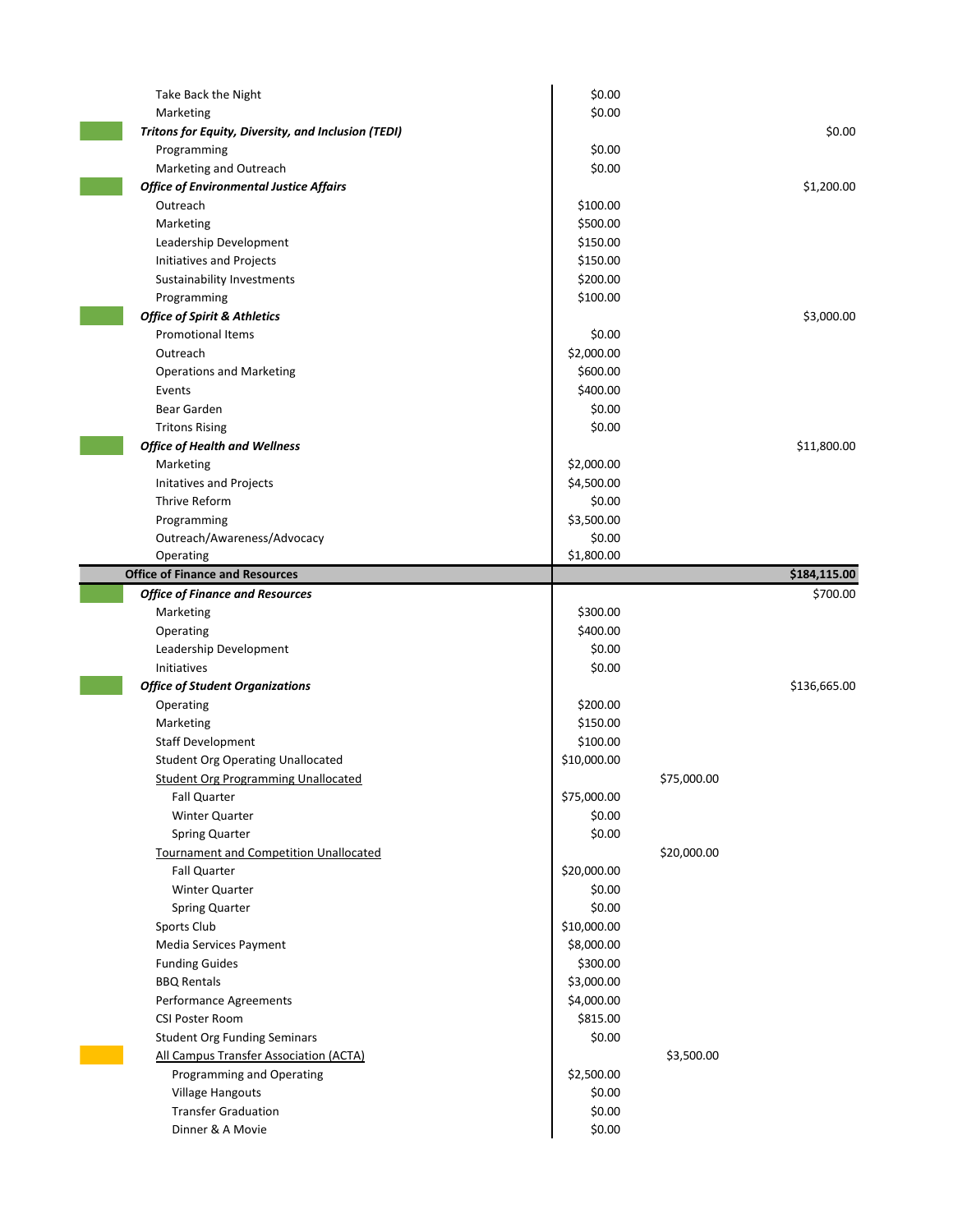| Item | Amount | Subtotal | Total |
|---|---|---|---|
| Take Back the Night | $0.00 | | |
| Marketing | $0.00 | | |
| ***Tritons for Equity, Diversity, and Inclusion (TEDI)*** | | | $0.00 |
| Programming | $0.00 | | |
| Marketing and Outreach | $0.00 | | |
| ***Office of Environmental Justice Affairs*** | | | $1,200.00 |
| Outreach | $100.00 | | |
| Marketing | $500.00 | | |
| Leadership Development | $150.00 | | |
| Initiatives and Projects | $150.00 | | |
| Sustainability Investments | $200.00 | | |
| Programming | $100.00 | | |
| ***Office of Spirit & Athletics*** | | | $3,000.00 |
| Promotional Items | $0.00 | | |
| Outreach | $2,000.00 | | |
| Operations and Marketing | $600.00 | | |
| Events | $400.00 | | |
| Bear Garden | $0.00 | | |
| Tritons Rising | $0.00 | | |
| ***Office of Health and Wellness*** | | | $11,800.00 |
| Marketing | $2,000.00 | | |
| Initatives and Projects | $4,500.00 | | |
| Thrive Reform | $0.00 | | |
| Programming | $3,500.00 | | |
| Outreach/Awareness/Advocacy | $0.00 | | |
| Operating | $1,800.00 | | |
| **Office of Finance and Resources** | | | **$184,115.00** |
| ***Office of Finance and Resources*** | | | $700.00 |
| Marketing | $300.00 | | |
| Operating | $400.00 | | |
| Leadership Development | $0.00 | | |
| Initiatives | $0.00 | | |
| ***Office of Student Organizations*** | | | $136,665.00 |
| Operating | $200.00 | | |
| Marketing | $150.00 | | |
| Staff Development | $100.00 | | |
| Student Org Operating Unallocated | $10,000.00 | | |
| Student Org Programming Unallocated | | $75,000.00 | |
| Fall Quarter | $75,000.00 | | |
| Winter Quarter | $0.00 | | |
| Spring Quarter | $0.00 | | |
| Tournament and Competition Unallocated | | $20,000.00 | |
| Fall Quarter | $20,000.00 | | |
| Winter Quarter | $0.00 | | |
| Spring Quarter | $0.00 | | |
| Sports Club | $10,000.00 | | |
| Media Services Payment | $8,000.00 | | |
| Funding Guides | $300.00 | | |
| BBQ Rentals | $3,000.00 | | |
| Performance Agreements | $4,000.00 | | |
| CSI Poster Room | $815.00 | | |
| Student Org Funding Seminars | $0.00 | | |
| All Campus Transfer Association (ACTA) | | $3,500.00 | |
| Programming and Operating | $2,500.00 | | |
| Village Hangouts | $0.00 | | |
| Transfer Graduation | $0.00 | | |
| Dinner & A Movie | $0.00 | | |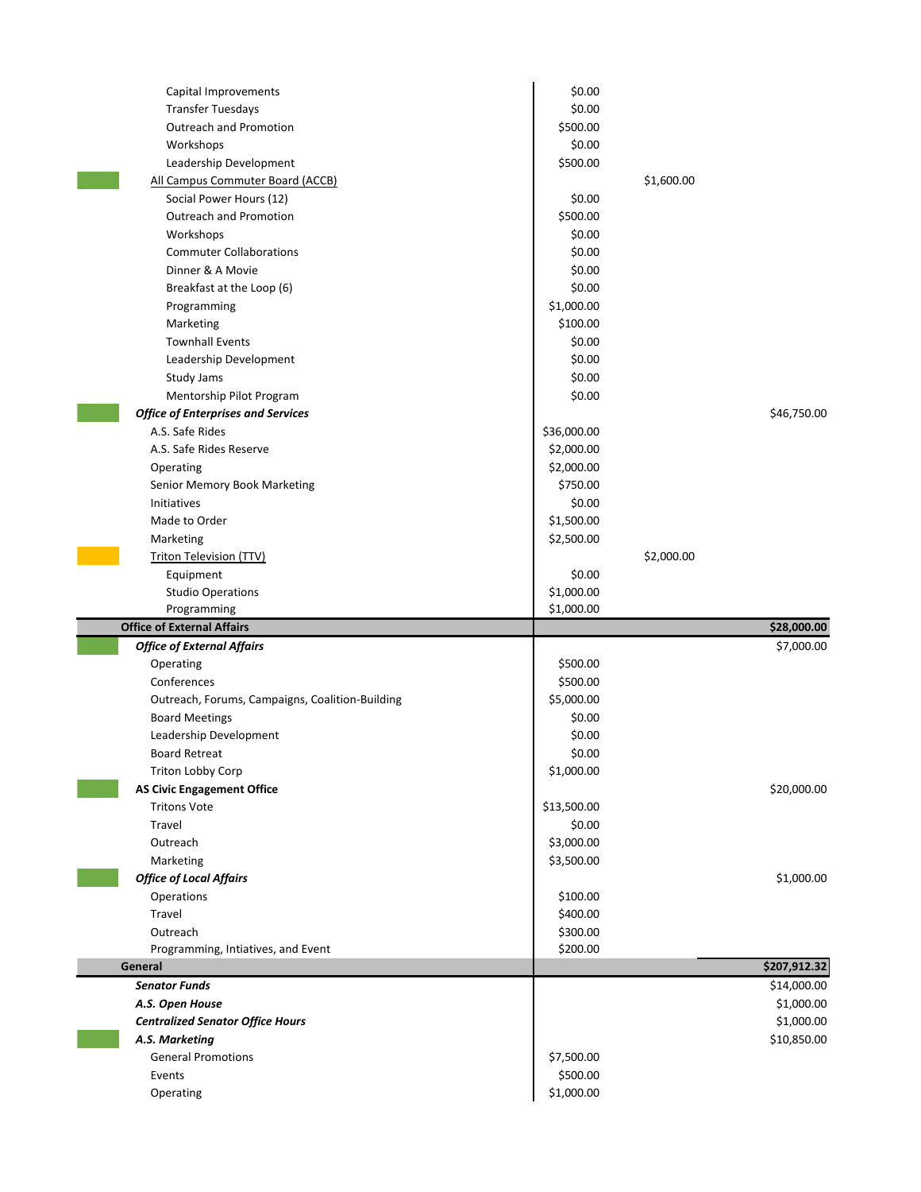| Item | Line Amount | Sub-Total | Total |
|---|---|---|---|
| Capital Improvements | $0.00 | | |
| Transfer Tuesdays | $0.00 | | |
| Outreach and Promotion | $500.00 | | |
| Workshops | $0.00 | | |
| Leadership Development | $500.00 | | |
| All Campus Commuter Board (ACCB) | | $1,600.00 | |
| Social Power Hours (12) | $0.00 | | |
| Outreach and Promotion | $500.00 | | |
| Workshops | $0.00 | | |
| Commuter Collaborations | $0.00 | | |
| Dinner & A Movie | $0.00 | | |
| Breakfast at the Loop (6) | $0.00 | | |
| Programming | $1,000.00 | | |
| Marketing | $100.00 | | |
| Townhall Events | $0.00 | | |
| Leadership Development | $0.00 | | |
| Study Jams | $0.00 | | |
| Mentorship Pilot Program | $0.00 | | |
| ***Office of Enterprises and Services*** | | | $46,750.00 |
| A.S. Safe Rides | $36,000.00 | | |
| A.S. Safe Rides Reserve | $2,000.00 | | |
| Operating | $2,000.00 | | |
| Senior Memory Book Marketing | $750.00 | | |
| Initiatives | $0.00 | | |
| Made to Order | $1,500.00 | | |
| Marketing | $2,500.00 | | |
| Triton Television (TTV) | | $2,000.00 | |
| Equipment | $0.00 | | |
| Studio Operations | $1,000.00 | | |
| Programming | $1,000.00 | | |
| **Office of External Affairs** | | | **$28,000.00** |
| ***Office of External Affairs*** | | | $7,000.00 |
| Operating | $500.00 | | |
| Conferences | $500.00 | | |
| Outreach, Forums, Campaigns, Coalition-Building | $5,000.00 | | |
| Board Meetings | $0.00 | | |
| Leadership Development | $0.00 | | |
| Board Retreat | $0.00 | | |
| Triton Lobby Corp | $1,000.00 | | |
| **AS Civic Engagement Office** | | | $20,000.00 |
| Tritons Vote | $13,500.00 | | |
| Travel | $0.00 | | |
| Outreach | $3,000.00 | | |
| Marketing | $3,500.00 | | |
| ***Office of Local Affairs*** | | | $1,000.00 |
| Operations | $100.00 | | |
| Travel | $400.00 | | |
| Outreach | $300.00 | | |
| Programming, Intiatives, and Event | $200.00 | | |
| **General** | | | **$207,912.32** |
| ***Senator Funds*** | | | $14,000.00 |
| ***A.S. Open House*** | | | $1,000.00 |
| ***Centralized Senator Office Hours*** | | | $1,000.00 |
| ***A.S. Marketing*** | | | $10,850.00 |
| General Promotions | $7,500.00 | | |
| Events | $500.00 | | |
| Operating | $1,000.00 | | |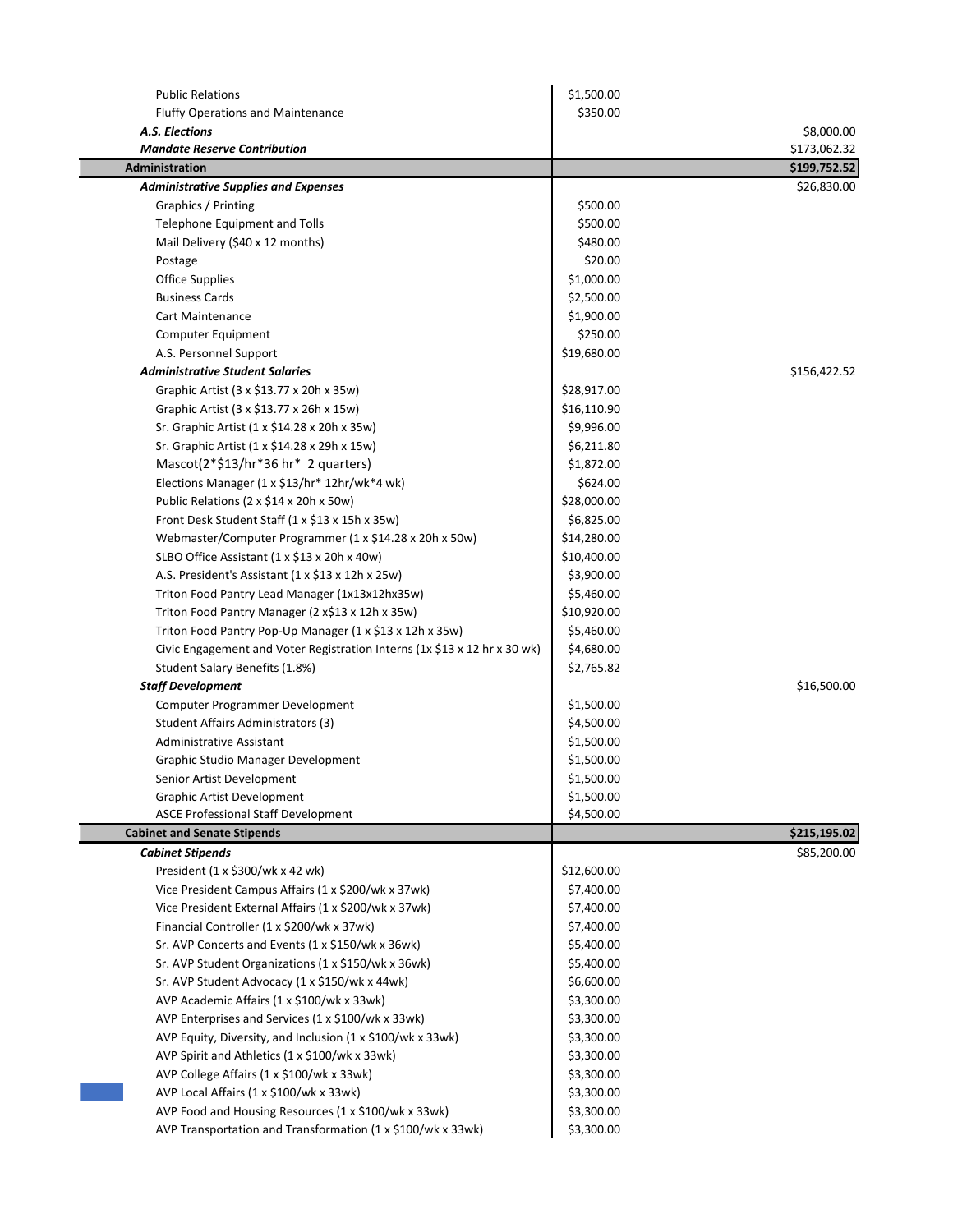| Item | Amount | Total |
|---|---|---|
| Public Relations | $1,500.00 | |
| Fluffy Operations and Maintenance | $350.00 | |
| ***A.S. Elections*** | | $8,000.00 |
| ***Mandate Reserve Contribution*** | | $173,062.32 |
| **Administration** | | **$199,752.52** |
| ***Administrative Supplies and Expenses*** | | $26,830.00 |
| Graphics / Printing | $500.00 | |
| Telephone Equipment and Tolls | $500.00 | |
| Mail Delivery ($40 x 12 months) | $480.00 | |
| Postage | $20.00 | |
| Office Supplies | $1,000.00 | |
| Business Cards | $2,500.00 | |
| Cart Maintenance | $1,900.00 | |
| Computer Equipment | $250.00 | |
| A.S. Personnel Support | $19,680.00 | |
| ***Administrative Student Salaries*** | | $156,422.52 |
| Graphic Artist (3 x $13.77 x 20h x 35w) | $28,917.00 | |
| Graphic Artist (3 x $13.77 x 26h x 15w) | $16,110.90 | |
| Sr. Graphic Artist (1 x $14.28 x 20h x 35w) | $9,996.00 | |
| Sr. Graphic Artist (1 x $14.28 x 29h x 15w) | $6,211.80 | |
| Mascot(2*$13/hr*36 hr* 2 quarters) | $1,872.00 | |
| Elections Manager (1 x $13/hr* 12hr/wk*4 wk) | $624.00 | |
| Public Relations (2 x $14 x 20h x 50w) | $28,000.00 | |
| Front Desk Student Staff (1 x $13 x 15h x 35w) | $6,825.00 | |
| Webmaster/Computer Programmer (1 x $14.28 x 20h x 50w) | $14,280.00 | |
| SLBO Office Assistant (1 x $13 x 20h x 40w) | $10,400.00 | |
| A.S. President's Assistant (1 x $13 x 12h x 25w) | $3,900.00 | |
| Triton Food Pantry Lead Manager (1x13x12hx35w) | $5,460.00 | |
| Triton Food Pantry Manager (2 x$13 x 12h x 35w) | $10,920.00 | |
| Triton Food Pantry Pop-Up Manager (1 x $13 x 12h x 35w) | $5,460.00 | |
| Civic Engagement and Voter Registration Interns (1x $13 x 12 hr x 30 wk) | $4,680.00 | |
| Student Salary Benefits (1.8%) | $2,765.82 | |
| ***Staff Development*** | | $16,500.00 |
| Computer Programmer Development | $1,500.00 | |
| Student Affairs Administrators (3) | $4,500.00 | |
| Administrative Assistant | $1,500.00 | |
| Graphic Studio Manager Development | $1,500.00 | |
| Senior Artist Development | $1,500.00 | |
| Graphic Artist Development | $1,500.00 | |
| ASCE Professional Staff Development | $4,500.00 | |
| **Cabinet and Senate Stipends** | | **$215,195.02** |
| ***Cabinet Stipends*** | | $85,200.00 |
| President (1 x $300/wk x 42 wk) | $12,600.00 | |
| Vice President Campus Affairs (1 x $200/wk x 37wk) | $7,400.00 | |
| Vice President External Affairs (1 x $200/wk x 37wk) | $7,400.00 | |
| Financial Controller (1 x $200/wk x 37wk) | $7,400.00 | |
| Sr. AVP Concerts and Events (1 x $150/wk x 36wk) | $5,400.00 | |
| Sr. AVP Student Organizations (1 x $150/wk x 36wk) | $5,400.00 | |
| Sr. AVP Student Advocacy (1 x $150/wk x 44wk) | $6,600.00 | |
| AVP Academic Affairs (1 x $100/wk x 33wk) | $3,300.00 | |
| AVP Enterprises and Services (1 x $100/wk x 33wk) | $3,300.00 | |
| AVP Equity, Diversity, and Inclusion (1 x $100/wk x 33wk) | $3,300.00 | |
| AVP Spirit and Athletics (1 x $100/wk x 33wk) | $3,300.00 | |
| AVP College Affairs (1 x $100/wk x 33wk) | $3,300.00 | |
| AVP Local Affairs (1 x $100/wk x 33wk) | $3,300.00 | |
| AVP Food and Housing Resources (1 x $100/wk x 33wk) | $3,300.00 | |
| AVP Transportation and Transformation (1 x $100/wk x 33wk) | $3,300.00 | |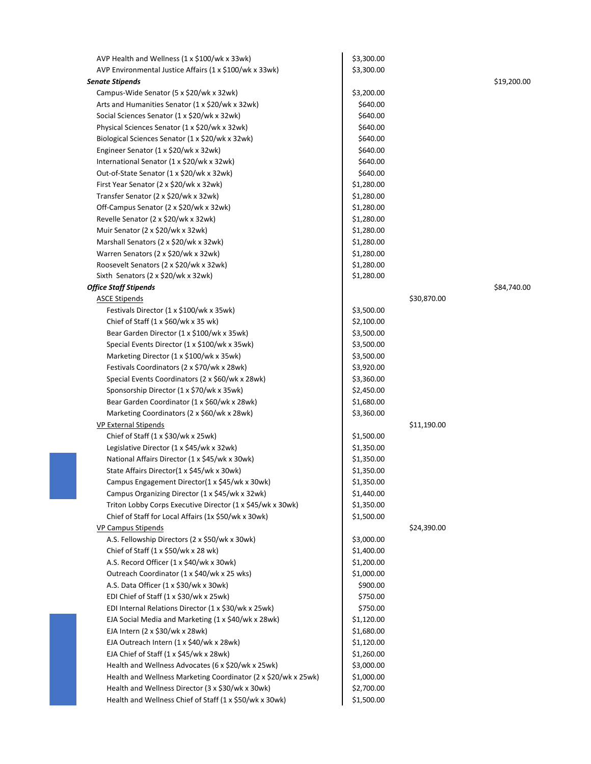| Item | Amount | Subtotal | Total |
|---|---|---|---|
| AVP Health and Wellness (1 x $100/wk x 33wk) | $3,300.00 | | |
| AVP Environmental Justice Affairs (1 x $100/wk x 33wk) | $3,300.00 | | |
| ***Senate Stipends*** | | | $19,200.00 |
| Campus-Wide Senator (5 x $20/wk x 32wk) | $3,200.00 | | |
| Arts and Humanities Senator (1 x $20/wk x 32wk) | $640.00 | | |
| Social Sciences Senator (1 x $20/wk x 32wk) | $640.00 | | |
| Physical Sciences Senator (1 x $20/wk x 32wk) | $640.00 | | |
| Biological Sciences Senator (1 x $20/wk x 32wk) | $640.00 | | |
| Engineer Senator (1 x $20/wk x 32wk) | $640.00 | | |
| International Senator (1 x $20/wk x 32wk) | $640.00 | | |
| Out-of-State Senator (1 x $20/wk x 32wk) | $640.00 | | |
| First Year Senator (2 x $20/wk x 32wk) | $1,280.00 | | |
| Transfer Senator (2 x $20/wk x 32wk) | $1,280.00 | | |
| Off-Campus Senator (2 x $20/wk x 32wk) | $1,280.00 | | |
| Revelle Senator (2 x $20/wk x 32wk) | $1,280.00 | | |
| Muir Senator (2 x $20/wk x 32wk) | $1,280.00 | | |
| Marshall Senators (2 x $20/wk x 32wk) | $1,280.00 | | |
| Warren Senators (2 x $20/wk x 32wk) | $1,280.00 | | |
| Roosevelt Senators (2 x $20/wk x 32wk) | $1,280.00 | | |
| Sixth Senators (2 x $20/wk x 32wk) | $1,280.00 | | |
| ***Office Staff Stipends*** | | | $84,740.00 |
| <u>ASCE Stipends</u> | | $30,870.00 | |
| Festivals Director (1 x $100/wk x 35wk) | $3,500.00 | | |
| Chief of Staff (1 x $60/wk x 35 wk) | $2,100.00 | | |
| Bear Garden Director (1 x $100/wk x 35wk) | $3,500.00 | | |
| Special Events Director (1 x $100/wk x 35wk) | $3,500.00 | | |
| Marketing Director (1 x $100/wk x 35wk) | $3,500.00 | | |
| Festivals Coordinators (2 x $70/wk x 28wk) | $3,920.00 | | |
| Special Events Coordinators (2 x $60/wk x 28wk) | $3,360.00 | | |
| Sponsorship Director (1 x $70/wk x 35wk) | $2,450.00 | | |
| Bear Garden Coordinator (1 x $60/wk x 28wk) | $1,680.00 | | |
| Marketing Coordinators (2 x $60/wk x 28wk) | $3,360.00 | | |
| <u>VP External Stipends</u> | | $11,190.00 | |
| Chief of Staff (1 x $30/wk x 25wk) | $1,500.00 | | |
| Legislative Director (1 x $45/wk x 32wk) | $1,350.00 | | |
| National Affairs Director (1 x $45/wk x 30wk) | $1,350.00 | | |
| State Affairs Director(1 x $45/wk x 30wk) | $1,350.00 | | |
| Campus Engagement Director(1 x $45/wk x 30wk) | $1,350.00 | | |
| Campus Organizing Director (1 x $45/wk x 32wk) | $1,440.00 | | |
| Triton Lobby Corps Executive Director (1 x $45/wk x 30wk) | $1,350.00 | | |
| Chief of Staff for Local Affairs (1x $50/wk x 30wk) | $1,500.00 | | |
| <u>VP Campus Stipends</u> | | $24,390.00 | |
| A.S. Fellowship Directors (2 x $50/wk x 30wk) | $3,000.00 | | |
| Chief of Staff (1 x $50/wk x 28 wk) | $1,400.00 | | |
| A.S. Record Officer (1 x $40/wk x 30wk) | $1,200.00 | | |
| Outreach Coordinator (1 x $40/wk x 25 wks) | $1,000.00 | | |
| A.S. Data Officer (1 x $30/wk x 30wk) | $900.00 | | |
| EDI Chief of Staff (1 x $30/wk x 25wk) | $750.00 | | |
| EDI Internal Relations Director (1 x $30/wk x 25wk) | $750.00 | | |
| EJA Social Media and Marketing (1 x $40/wk x 28wk) | $1,120.00 | | |
| EJA Intern (2 x $30/wk x 28wk) | $1,680.00 | | |
| EJA Outreach Intern (1 x $40/wk x 28wk) | $1,120.00 | | |
| EJA Chief of Staff (1 x $45/wk x 28wk) | $1,260.00 | | |
| Health and Wellness Advocates (6 x $20/wk x 25wk) | $3,000.00 | | |
| Health and Wellness Marketing Coordinator (2 x $20/wk x 25wk) | $1,000.00 | | |
| Health and Wellness Director (3 x $30/wk x 30wk) | $2,700.00 | | |
| Health and Wellness Chief of Staff (1 x $50/wk x 30wk) | $1,500.00 | | |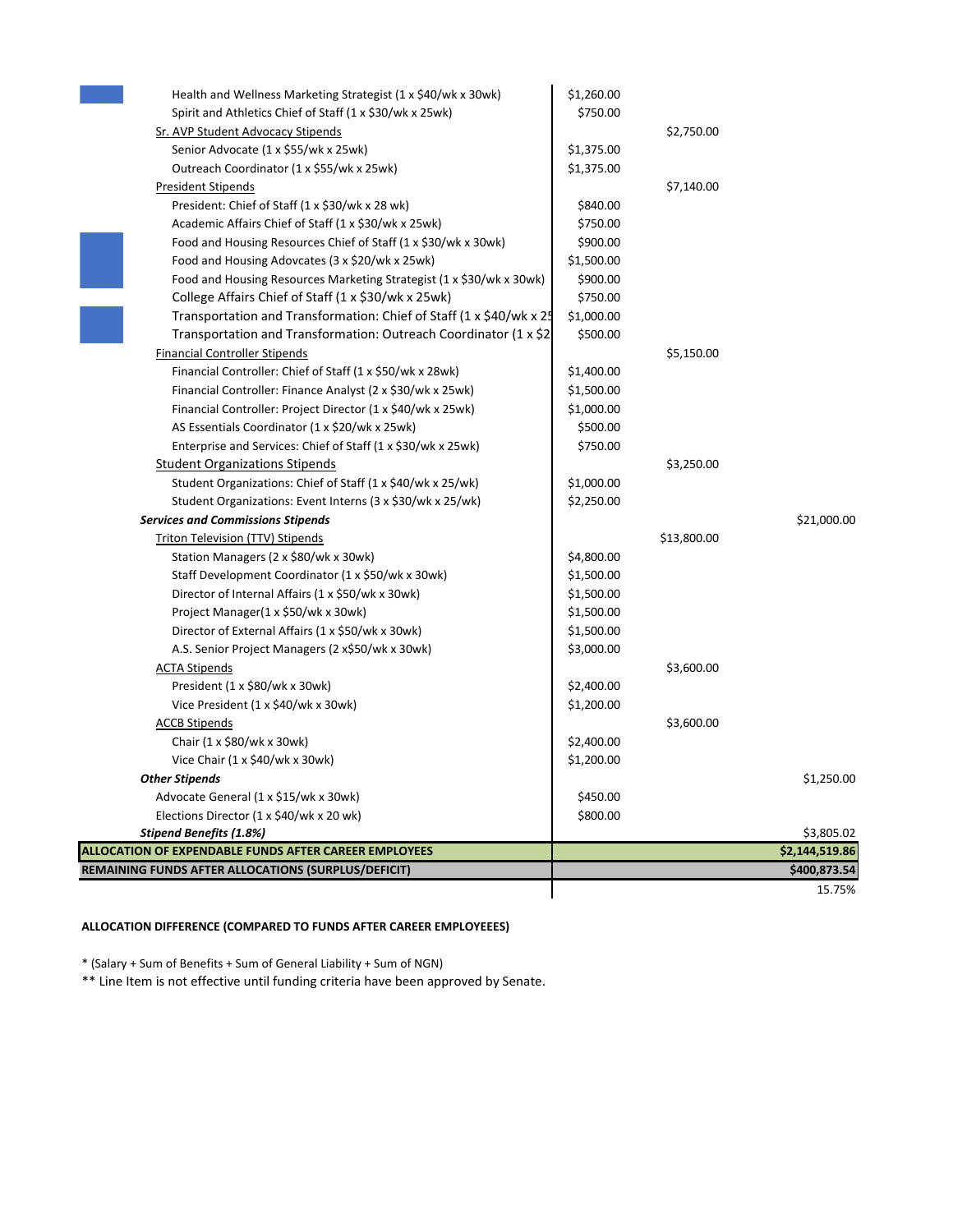| | | | |
|---|---|---|---|
| Health and Wellness Marketing Strategist (1 x $40/wk x 30wk) | $1,260.00 | | |
| Spirit and Athletics Chief of Staff (1 x $30/wk x 25wk) | $750.00 | | |
| Sr. AVP Student Advocacy Stipends | | $2,750.00 | |
| Senior Advocate (1 x $55/wk x 25wk) | $1,375.00 | | |
| Outreach Coordinator (1 x $55/wk x 25wk) | $1,375.00 | | |
| President Stipends | | $7,140.00 | |
| President: Chief of Staff (1 x $30/wk x 28 wk) | $840.00 | | |
| Academic Affairs Chief of Staff (1 x $30/wk x 25wk) | $750.00 | | |
| Food and Housing Resources Chief of Staff (1 x $30/wk x 30wk) | $900.00 | | |
| Food and Housing Adovcates (3 x $20/wk x 25wk) | $1,500.00 | | |
| Food and Housing Resources Marketing Strategist (1 x $30/wk x 30wk) | $900.00 | | |
| College Affairs Chief of Staff (1 x $30/wk x 25wk) | $750.00 | | |
| Transportation and Transformation: Chief of Staff (1 x $40/wk x 25 | $1,000.00 | | |
| Transportation and Transformation: Outreach Coordinator (1 x $2 | $500.00 | | |
| Financial Controller Stipends | | $5,150.00 | |
| Financial Controller: Chief of Staff (1 x $50/wk x 28wk) | $1,400.00 | | |
| Financial Controller: Finance Analyst (2 x $30/wk x 25wk) | $1,500.00 | | |
| Financial Controller: Project Director (1 x $40/wk x 25wk) | $1,000.00 | | |
| AS Essentials Coordinator (1 x $20/wk x 25wk) | $500.00 | | |
| Enterprise and Services: Chief of Staff (1 x $30/wk x 25wk) | $750.00 | | |
| Student Organizations Stipends | | $3,250.00 | |
| Student Organizations: Chief of Staff (1 x $40/wk x 25/wk) | $1,000.00 | | |
| Student Organizations: Event Interns (3 x $30/wk x 25/wk) | $2,250.00 | | |
| ***Services and Commissions Stipends*** | | | $21,000.00 |
| Triton Television (TTV) Stipends | | $13,800.00 | |
| Station Managers (2 x $80/wk x 30wk) | $4,800.00 | | |
| Staff Development Coordinator (1 x $50/wk x 30wk) | $1,500.00 | | |
| Director of Internal Affairs (1 x $50/wk x 30wk) | $1,500.00 | | |
| Project Manager(1 x $50/wk x 30wk) | $1,500.00 | | |
| Director of External Affairs (1 x $50/wk x 30wk) | $1,500.00 | | |
| A.S. Senior Project Managers (2 x$50/wk x 30wk) | $3,000.00 | | |
| ACTA Stipends | | $3,600.00 | |
| President (1 x $80/wk x 30wk) | $2,400.00 | | |
| Vice President (1 x $40/wk x 30wk) | $1,200.00 | | |
| ACCB Stipends | | $3,600.00 | |
| Chair (1 x $80/wk x 30wk) | $2,400.00 | | |
| Vice Chair (1 x $40/wk x 30wk) | $1,200.00 | | |
| ***Other Stipends*** | | | $1,250.00 |
| Advocate General (1 x $15/wk x 30wk) | $450.00 | | |
| Elections Director (1 x $40/wk x 20 wk) | $800.00 | | |
| ***Stipend Benefits (1.8%)*** | | | $3,805.02 |
| **ALLOCATION OF EXPENDABLE FUNDS AFTER CAREER EMPLOYEES** | | | **$2,144,519.86** |
| **REMAINING FUNDS AFTER ALLOCATIONS (SURPLUS/DEFICIT)** | | | **$400,873.54** |
| | | | 15.75% |

**ALLOCATION DIFFERENCE (COMPARED TO FUNDS AFTER CAREER EMPLOYEEES)**

* (Salary + Sum of Benefits + Sum of General Liability + Sum of NGN)

** Line Item is not effective until funding criteria have been approved by Senate.